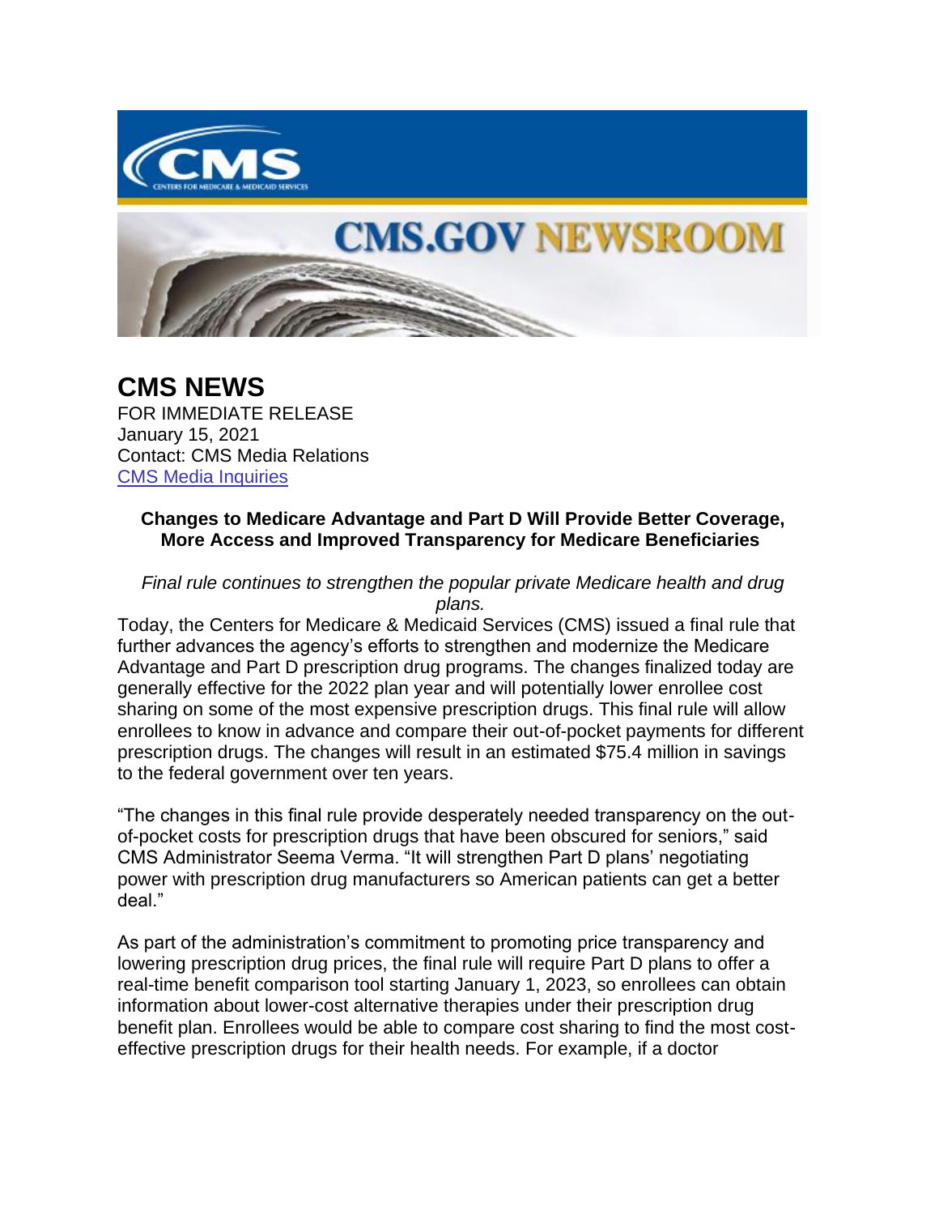# CMS NEWS

FOR IMMEDIATE RELEASE
January 15, 2021
Contact: CMS Media Relations
[CMS Media Inquiries]

**Changes to Medicare Advantage and Part D Will Provide Better Coverage, More Access and Improved Transparency for Medicare Beneficiaries**

*Final rule continues to strengthen the popular private Medicare health and drug plans.*

Today, the Centers for Medicare & Medicaid Services (CMS) issued a final rule that further advances the agency's efforts to strengthen and modernize the Medicare Advantage and Part D prescription drug programs. The changes finalized today are generally effective for the 2022 plan year and will potentially lower enrollee cost sharing on some of the most expensive prescription drugs. This final rule will allow enrollees to know in advance and compare their out-of-pocket payments for different prescription drugs. The changes will result in an estimated $75.4 million in savings to the federal government over ten years.

"The changes in this final rule provide desperately needed transparency on the out-of-pocket costs for prescription drugs that have been obscured for seniors," said CMS Administrator Seema Verma. "It will strengthen Part D plans' negotiating power with prescription drug manufacturers so American patients can get a better deal."

As part of the administration's commitment to promoting price transparency and lowering prescription drug prices, the final rule will require Part D plans to offer a real-time benefit comparison tool starting January 1, 2023, so enrollees can obtain information about lower-cost alternative therapies under their prescription drug benefit plan. Enrollees would be able to compare cost sharing to find the most cost-effective prescription drugs for their health needs. For example, if a doctor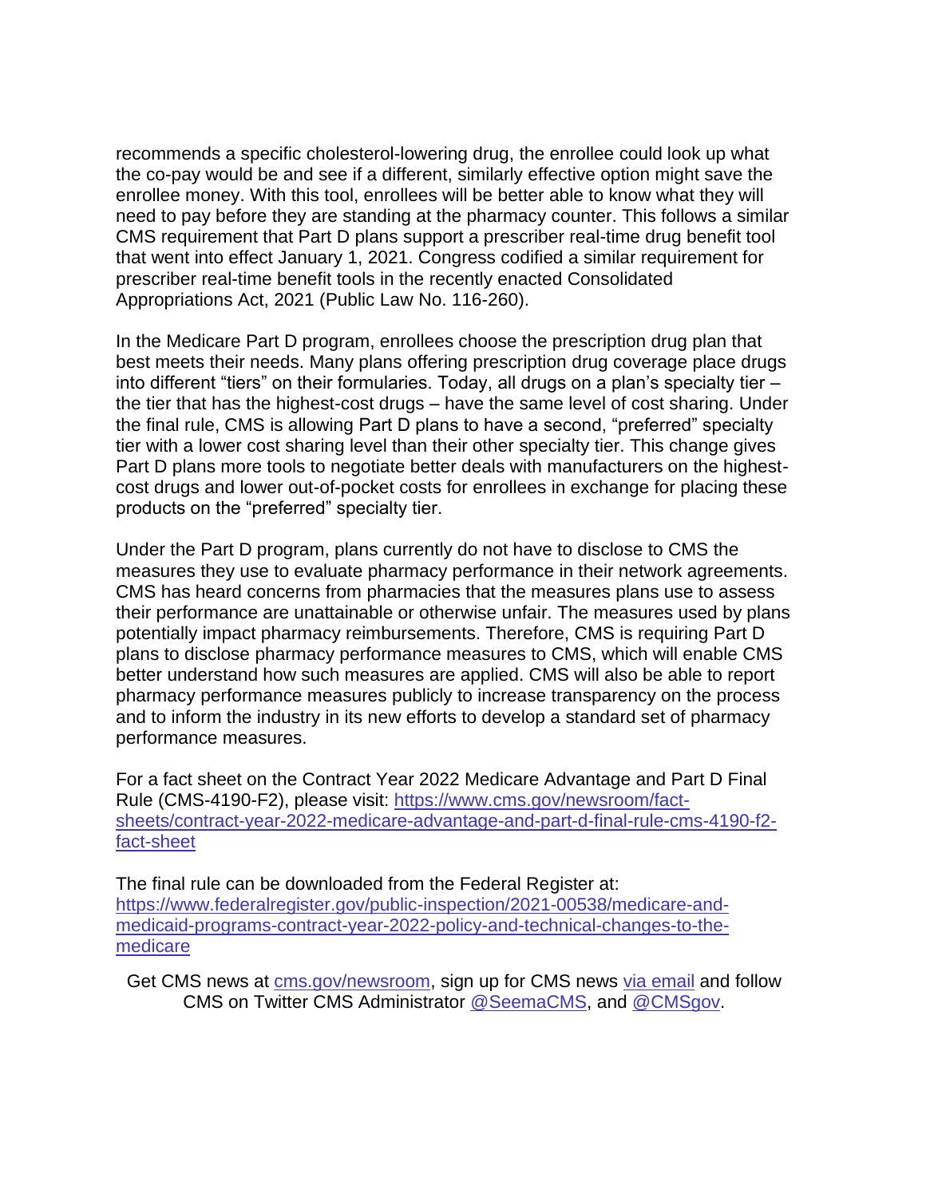recommends a specific cholesterol-lowering drug, the enrollee could look up what the co-pay would be and see if a different, similarly effective option might save the enrollee money. With this tool, enrollees will be better able to know what they will need to pay before they are standing at the pharmacy counter. This follows a similar CMS requirement that Part D plans support a prescriber real-time drug benefit tool that went into effect January 1, 2021. Congress codified a similar requirement for prescriber real-time benefit tools in the recently enacted Consolidated Appropriations Act, 2021 (Public Law No. 116-260).

In the Medicare Part D program, enrollees choose the prescription drug plan that best meets their needs. Many plans offering prescription drug coverage place drugs into different "tiers" on their formularies. Today, all drugs on a plan's specialty tier – the tier that has the highest-cost drugs – have the same level of cost sharing. Under the final rule, CMS is allowing Part D plans to have a second, "preferred" specialty tier with a lower cost sharing level than their other specialty tier. This change gives Part D plans more tools to negotiate better deals with manufacturers on the highest-cost drugs and lower out-of-pocket costs for enrollees in exchange for placing these products on the "preferred" specialty tier.

Under the Part D program, plans currently do not have to disclose to CMS the measures they use to evaluate pharmacy performance in their network agreements. CMS has heard concerns from pharmacies that the measures plans use to assess their performance are unattainable or otherwise unfair. The measures used by plans potentially impact pharmacy reimbursements. Therefore, CMS is requiring Part D plans to disclose pharmacy performance measures to CMS, which will enable CMS better understand how such measures are applied. CMS will also be able to report pharmacy performance measures publicly to increase transparency on the process and to inform the industry in its new efforts to develop a standard set of pharmacy performance measures.

For a fact sheet on the Contract Year 2022 Medicare Advantage and Part D Final Rule (CMS-4190-F2), please visit: [https://www.cms.gov/newsroom/fact-sheets/contract-year-2022-medicare-advantage-and-part-d-final-rule-cms-4190-f2-fact-sheet](https://www.cms.gov/newsroom/fact-sheets/contract-year-2022-medicare-advantage-and-part-d-final-rule-cms-4190-f2-fact-sheet)

The final rule can be downloaded from the Federal Register at: [https://www.federalregister.gov/public-inspection/2021-00538/medicare-and-medicaid-programs-contract-year-2022-policy-and-technical-changes-to-the-medicare](https://www.federalregister.gov/public-inspection/2021-00538/medicare-and-medicaid-programs-contract-year-2022-policy-and-technical-changes-to-the-medicare)

Get CMS news at cms.gov/newsroom, sign up for CMS news via email and follow CMS on Twitter CMS Administrator @SeemaCMS, and @CMSgov.